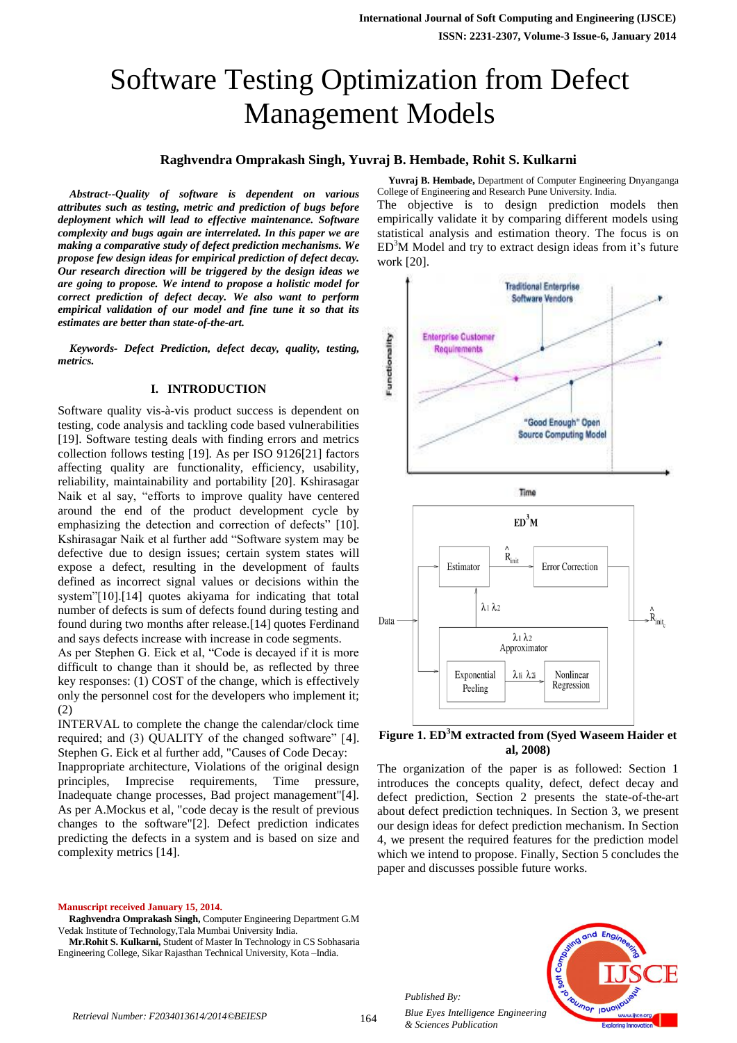# Software Testing Optimization from Defect Management Models

**Raghvendra Omprakash Singh, Yuvraj B. Hembade, Rohit S. Kulkarni**

***Abstract--Quality of software is dependent on various attributes such as testing, metric and prediction of bugs before deployment which will lead to effective maintenance. Software complexity and bugs again are interrelated. In this paper we are making a comparative study of defect prediction mechanisms. We propose few design ideas for empirical prediction of defect decay. Our research direction will be triggered by the design ideas we are going to propose. We intend to propose a holistic model for correct prediction of defect decay. We also want to perform empirical validation of our model and fine tune it so that its estimates are better than state-of-the-art.***

***Keywords- Defect Prediction, defect decay, quality, testing, metrics.***

## I. INTRODUCTION

Software quality vis-à-vis product success is dependent on testing, code analysis and tackling code based vulnerabilities [19]. Software testing deals with finding errors and metrics collection follows testing [19]. As per ISO 9126[21] factors affecting quality are functionality, efficiency, usability, reliability, maintainability and portability [20]. Kshirasagar Naik et al say, "efforts to improve quality have centered around the end of the product development cycle by emphasizing the detection and correction of defects" [10]. Kshirasagar Naik et al further add "Software system may be defective due to design issues; certain system states will expose a defect, resulting in the development of faults defined as incorrect signal values or decisions within the system"[10].[14] quotes akiyama for indicating that total number of defects is sum of defects found during testing and found during two months after release.[14] quotes Ferdinand and says defects increase with increase in code segments.

As per Stephen G. Eick et al, "Code is decayed if it is more difficult to change than it should be, as reflected by three key responses: (1) COST of the change, which is effectively only the personnel cost for the developers who implement it; (2)

INTERVAL to complete the change the calendar/clock time required; and (3) QUALITY of the changed software" [4]. Stephen G. Eick et al further add, "Causes of Code Decay: Inappropriate architecture, Violations of the original design principles, Imprecise requirements, Time pressure, Inadequate change processes, Bad project management"[4]. As per A.Mockus et al, "code decay is the result of previous changes to the software"[2]. Defect prediction indicates predicting the defects in a system and is based on size and complexity metrics [14].

**Manuscript received January 15, 2014.**

**Raghvendra Omprakash Singh,** Computer Engineering Department G.M Vedak Institute of Technology,Tala Mumbai University India.

**Mr.Rohit S. Kulkarni,** Student of Master In Technology in CS Sobhasaria Engineering College, Sikar Rajasthan Technical University, Kota –India.

**Yuvraj B. Hembade,** Department of Computer Engineering Dnyanganga College of Engineering and Research Pune University. India.

The objective is to design prediction models then empirically validate it by comparing different models using statistical analysis and estimation theory. The focus is on $ED^3M$ Model and try to extract design ideas from it's future work [20].

**Figure 1. $ED^3M$ extracted from (Syed Waseem Haider et al, 2008)**

The organization of the paper is as followed: Section 1 introduces the concepts quality, defect, defect decay and defect prediction, Section 2 presents the state-of-the-art about defect prediction techniques. In Section 3, we present our design ideas for defect prediction mechanism. In Section 4, we present the required features for the prediction model which we intend to propose. Finally, Section 5 concludes the paper and discusses possible future works.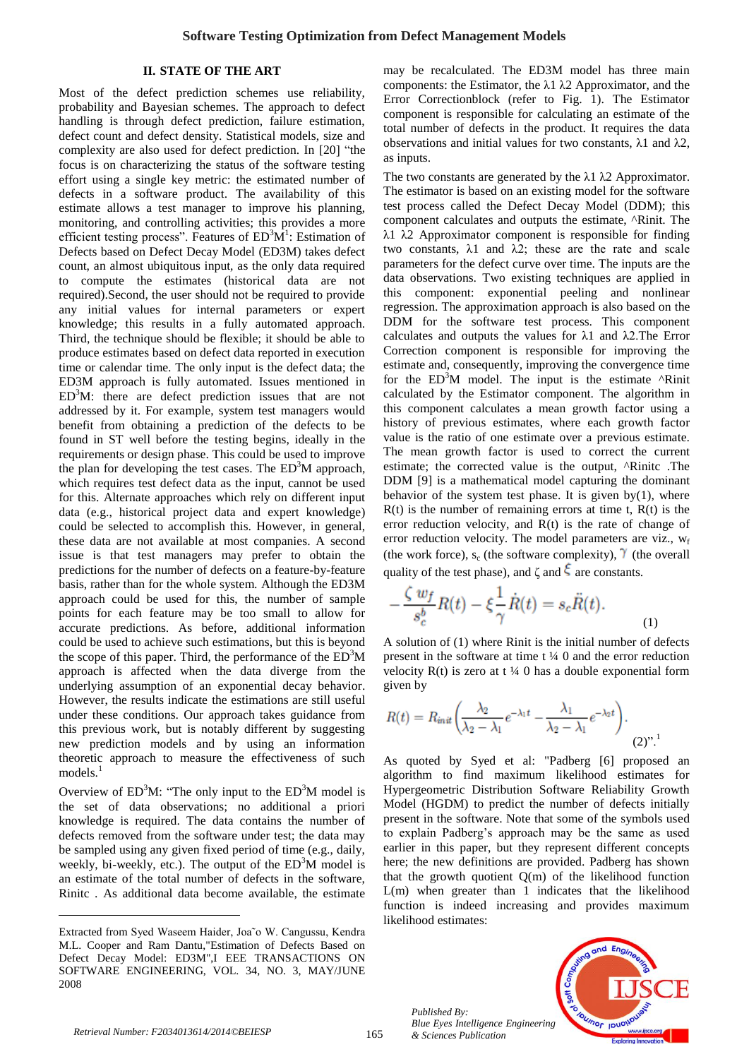## II. STATE OF THE ART

Most of the defect prediction schemes use reliability, probability and Bayesian schemes. The approach to defect handling is through defect prediction, failure estimation, defect count and defect density. Statistical models, size and complexity are also used for defect prediction. In [20] "the focus is on characterizing the status of the software testing effort using a single key metric: the estimated number of defects in a software product. The availability of this estimate allows a test manager to improve his planning, monitoring, and controlling activities; this provides a more efficient testing process". Features of $ED^3M$[1]: Estimation of Defects based on Defect Decay Model (ED3M) takes defect count, an almost ubiquitous input, as the only data required to compute the estimates (historical data are not required).Second, the user should not be required to provide any initial values for internal parameters or expert knowledge; this results in a fully automated approach. Third, the technique should be flexible; it should be able to produce estimates based on defect data reported in execution time or calendar time. The only input is the defect data; the ED3M approach is fully automated. Issues mentioned in $ED^3M$: there are defect prediction issues that are not addressed by it. For example, system test managers would benefit from obtaining a prediction of the defects to be found in ST well before the testing begins, ideally in the requirements or design phase. This could be used to improve the plan for developing the test cases. The $ED^3M$ approach, which requires test defect data as the input, cannot be used for this. Alternate approaches which rely on different input data (e.g., historical project data and expert knowledge) could be selected to accomplish this. However, in general, these data are not available at most companies. A second issue is that test managers may prefer to obtain the predictions for the number of defects on a feature-by-feature basis, rather than for the whole system. Although the ED3M approach could be used for this, the number of sample points for each feature may be too small to allow for accurate predictions. As before, additional information could be used to achieve such estimations, but this is beyond the scope of this paper. Third, the performance of the $ED^3M$ approach is affected when the data diverge from the underlying assumption of an exponential decay behavior. However, the results indicate the estimations are still useful under these conditions. Our approach takes guidance from this previous work, but is notably different by suggesting new prediction models and by using an information theoretic approach to measure the effectiveness of such models.[1]

Overview of $ED^3M$: "The only input to the $ED^3M$ model is the set of data observations; no additional a priori knowledge is required. The data contains the number of defects removed from the software under test; the data may be sampled using any given fixed period of time (e.g., daily, weekly, bi-weekly, etc.). The output of the $ED^3M$ model is an estimate of the total number of defects in the software, Rinitc . As additional data become available, the estimate may be recalculated. The ED3M model has three main components: the Estimator, the λ1 λ2 Approximator, and the Error Correctionblock (refer to Fig. 1). The Estimator component is responsible for calculating an estimate of the total number of defects in the product. It requires the data observations and initial values for two constants, λ1 and λ2, as inputs.

The two constants are generated by the λ1 λ2 Approximator. The estimator is based on an existing model for the software test process called the Defect Decay Model (DDM); this component calculates and outputs the estimate, ^Rinit. The λ1 λ2 Approximator component is responsible for finding two constants, λ1 and λ2; these are the rate and scale parameters for the defect curve over time. The inputs are the data observations. Two existing techniques are applied in this component: exponential peeling and nonlinear regression. The approximation approach is also based on the DDM for the software test process. This component calculates and outputs the values for λ1 and λ2.The Error Correction component is responsible for improving the estimate and, consequently, improving the convergence time for the $ED^3M$ model. The input is the estimate ^Rinit calculated by the Estimator component. The algorithm in this component calculates a mean growth factor using a history of previous estimates, where each growth factor value is the ratio of one estimate over a previous estimate. The mean growth factor is used to correct the current estimate; the corrected value is the output, ^Rinitc .The DDM [9] is a mathematical model capturing the dominant behavior of the system test phase. It is given by(1), where R(t) is the number of remaining errors at time t, R(t) is the error reduction velocity, and R(t) is the rate of change of error reduction velocity. The model parameters are viz., $w_f$ (the work force), $s_c$ (the software complexity), $\gamma$ (the overall quality of the test phase), and ζ and $\xi$ are constants.

$$-\frac{\zeta\, w_f}{s_c^b} R(t) - \xi \frac{1}{\gamma} \dot{R}(t) = s_c \ddot{R}(t). \qquad (1)$$

A solution of (1) where Rinit is the initial number of defects present in the software at time t ¼ 0 and the error reduction velocity R(t) is zero at t ¼ 0 has a double exponential form given by

$$R(t) = R_{init}\left(\frac{\lambda_2}{\lambda_2 - \lambda_1} e^{-\lambda_1 t} - \frac{\lambda_1}{\lambda_2 - \lambda_1} e^{-\lambda_2 t}\right). \qquad (2)$$".[1]

As quoted by Syed et al: "Padberg [6] proposed an algorithm to find maximum likelihood estimates for Hypergeometric Distribution Software Reliability Growth Model (HGDM) to predict the number of defects initially present in the software. Note that some of the symbols used to explain Padberg's approach may be the same as used earlier in this paper, but they represent different concepts here; the new definitions are provided. Padberg has shown that the growth quotient Q(m) of the likelihood function L(m) when greater than 1 indicates that the likelihood function is indeed increasing and provides maximum likelihood estimates:

---

Extracted from Syed Waseem Haider, Joa˜o W. Cangussu, Kendra M.L. Cooper and Ram Dantu,"Estimation of Defects Based on Defect Decay Model: ED3M",I EEE TRANSACTIONS ON SOFTWARE ENGINEERING, VOL. 34, NO. 3, MAY/JUNE 2008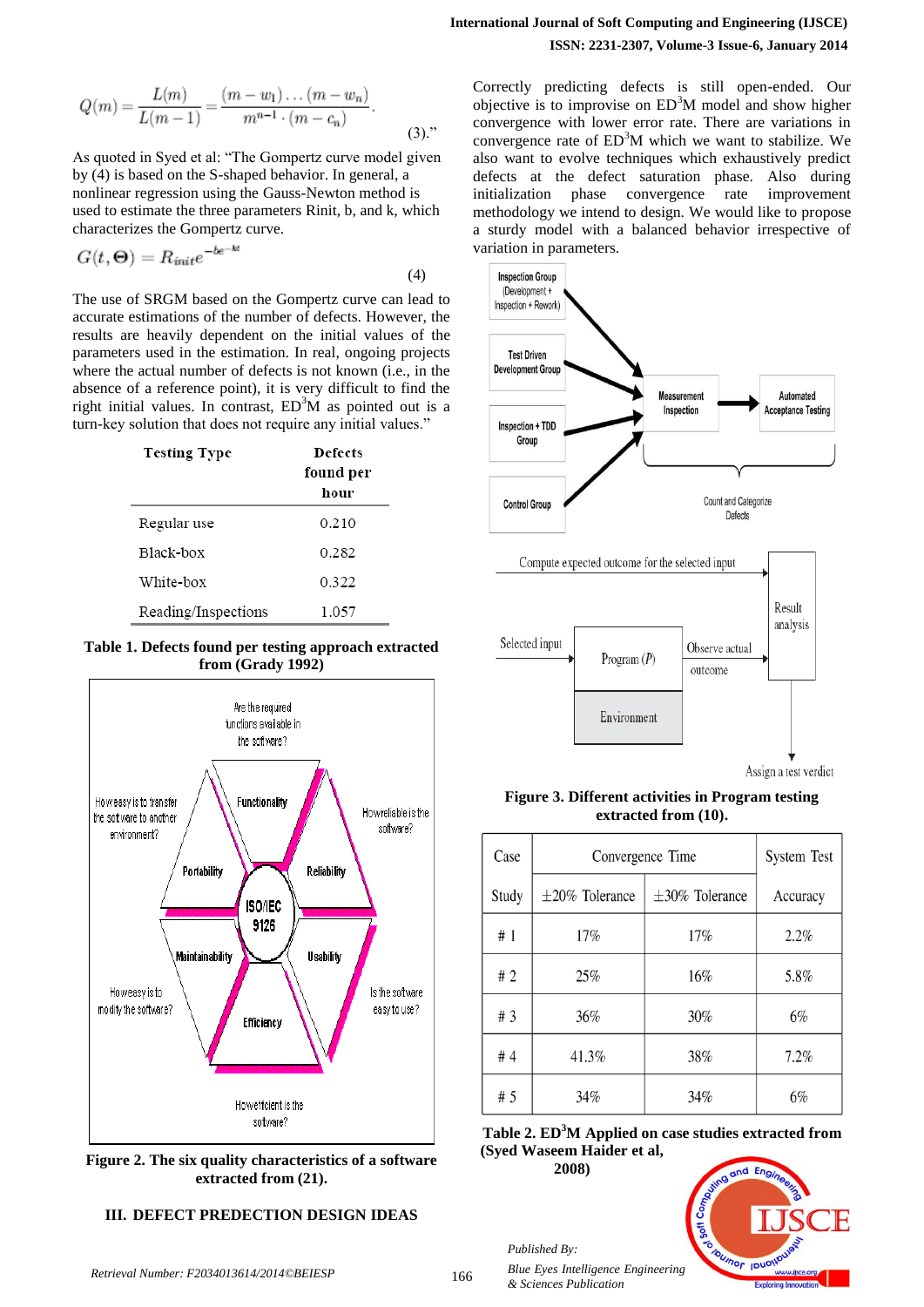$$Q(m) = \frac{L(m)}{L(m-1)} = \frac{(m-w_1)\dots(m-w_n)}{m^{n-1}\cdot(m-c_n)}. \quad (3).”$$

As quoted in Syed et al: “The Gompertz curve model given by (4) is based on the S-shaped behavior. In general, a nonlinear regression using the Gauss-Newton method is used to estimate the three parameters Rinit, b, and k, which characterizes the Gompertz curve.

$$G(t,\Theta) = R_{init}e^{-be^{-kt}} \quad (4)$$

The use of SRGM based on the Gompertz curve can lead to accurate estimations of the number of defects. However, the results are heavily dependent on the initial values of the parameters used in the estimation. In real, ongoing projects where the actual number of defects is not known (i.e., in the absence of a reference point), it is very difficult to find the right initial values. In contrast, ED$^3$M as pointed out is a turn-key solution that does not require any initial values.”

| Testing Type | Defects found per hour |
|---|---|
| Regular use | 0.210 |
| Black-box | 0.282 |
| White-box | 0.322 |
| Reading/Inspections | 1.057 |

**Table 1. Defects found per testing approach extracted from (Grady 1992)**

**Figure 2. The six quality characteristics of a software extracted from (21).**

## III. DEFECT PREDECTION DESIGN IDEAS

Correctly predicting defects is still open-ended. Our objective is to improvise on ED$^3$M model and show higher convergence with lower error rate. There are variations in convergence rate of ED$^3$M which we want to stabilize. We also want to evolve techniques which exhaustively predict defects at the defect saturation phase. Also during initialization phase convergence rate improvement methodology we intend to design. We would like to propose a sturdy model with a balanced behavior irrespective of variation in parameters.

**Figure 3. Different activities in Program testing extracted from (10).**

| Case Study | Convergence Time ±20% Tolerance | Convergence Time ±30% Tolerance | System Test Accuracy |
|---|---|---|---|
| # 1 | 17% | 17% | 2.2% |
| # 2 | 25% | 16% | 5.8% |
| # 3 | 36% | 30% | 6% |
| # 4 | 41.3% | 38% | 7.2% |
| # 5 | 34% | 34% | 6% |

**Table 2. ED$^3$M Applied on case studies extracted from (Syed Waseem Haider et al, 2008)**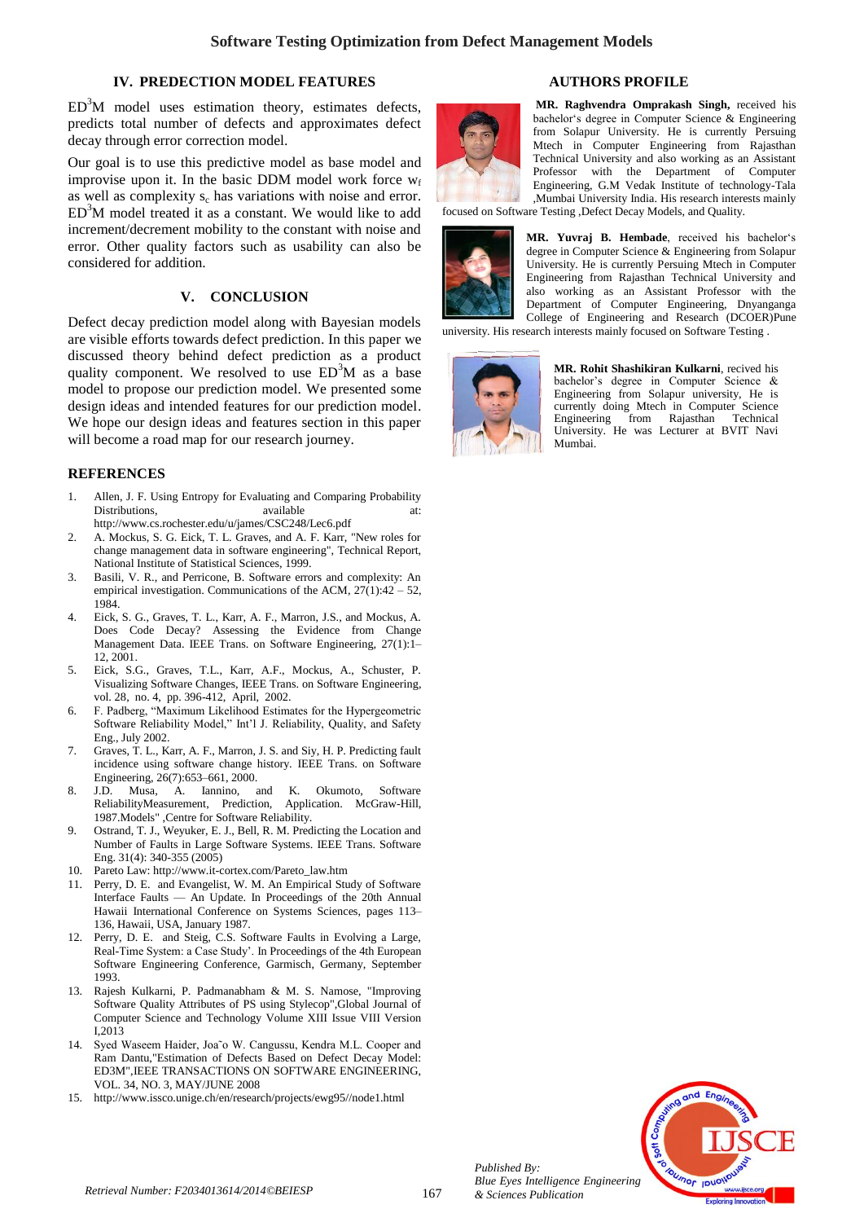## IV. PREDECTION MODEL FEATURES

$ED^3M$ model uses estimation theory, estimates defects, predicts total number of defects and approximates defect decay through error correction model.

Our goal is to use this predictive model as base model and improvise upon it. In the basic DDM model work force $w_f$ as well as complexity $s_c$ has variations with noise and error. $ED^3M$ model treated it as a constant. We would like to add increment/decrement mobility to the constant with noise and error. Other quality factors such as usability can also be considered for addition.

## V. CONCLUSION

Defect decay prediction model along with Bayesian models are visible efforts towards defect prediction. In this paper we discussed theory behind defect prediction as a product quality component. We resolved to use $ED^3M$ as a base model to propose our prediction model. We presented some design ideas and intended features for our prediction model. We hope our design ideas and features section in this paper will become a road map for our research journey.

## REFERENCES

1. Allen, J. F. Using Entropy for Evaluating and Comparing Probability Distributions, available at: http://www.cs.rochester.edu/u/james/CSC248/Lec6.pdf
2. A. Mockus, S. G. Eick, T. L. Graves, and A. F. Karr, "New roles for change management data in software engineering", Technical Report, National Institute of Statistical Sciences, 1999.
3. Basili, V. R., and Perricone, B. Software errors and complexity: An empirical investigation. Communications of the ACM, 27(1):42 – 52, 1984.
4. Eick, S. G., Graves, T. L., Karr, A. F., Marron, J.S., and Mockus, A. Does Code Decay? Assessing the Evidence from Change Management Data. IEEE Trans. on Software Engineering, 27(1):1–12, 2001.
5. Eick, S.G., Graves, T.L., Karr, A.F., Mockus, A., Schuster, P. Visualizing Software Changes, IEEE Trans. on Software Engineering, vol. 28, no. 4, pp. 396-412, April, 2002.
6. F. Padberg, "Maximum Likelihood Estimates for the Hypergeometric Software Reliability Model," Int'l J. Reliability, Quality, and Safety Eng., July 2002.
7. Graves, T. L., Karr, A. F., Marron, J. S. and Siy, H. P. Predicting fault incidence using software change history. IEEE Trans. on Software Engineering, 26(7):653–661, 2000.
8. J.D. Musa, A. Iannino, and K. Okumoto, Software ReliabilityMeasurement, Prediction, Application. McGraw-Hill, 1987.Models" ,Centre for Software Reliability.
9. Ostrand, T. J., Weyuker, E. J., Bell, R. M. Predicting the Location and Number of Faults in Large Software Systems. IEEE Trans. Software Eng. 31(4): 340-355 (2005)
10. Pareto Law: http://www.it-cortex.com/Pareto_law.htm
11. Perry, D. E. and Evangelist, W. M. An Empirical Study of Software Interface Faults — An Update. In Proceedings of the 20th Annual Hawaii International Conference on Systems Sciences, pages 113–136, Hawaii, USA, January 1987.
12. Perry, D. E. and Steig, C.S. Software Faults in Evolving a Large, Real-Time System: a Case Study'. In Proceedings of the 4th European Software Engineering Conference, Garmisch, Germany, September 1993.
13. Rajesh Kulkarni, P. Padmanabham & M. S. Namose, "Improving Software Quality Attributes of PS using Stylecop",Global Journal of Computer Science and Technology Volume XIII Issue VIII Version I,2013
14. Syed Waseem Haider, Joaˆo W. Cangussu, Kendra M.L. Cooper and Ram Dantu,"Estimation of Defects Based on Defect Decay Model: ED3M",IEEE TRANSACTIONS ON SOFTWARE ENGINEERING, VOL. 34, NO. 3, MAY/JUNE 2008
15. http://www.issco.unige.ch/en/research/projects/ewg95//node1.html

## AUTHORS PROFILE

**MR. Raghvendra Omprakash Singh,** received his bachelor's degree in Computer Science & Engineering from Solapur University. He is currently Persuing Mtech in Computer Engineering from Rajasthan Technical University and also working as an Assistant Professor with the Department of Computer Engineering, G.M Vedak Institute of technology-Tala ,Mumbai University India. His research interests mainly focused on Software Testing ,Defect Decay Models, and Quality.

**MR. Yuvraj B. Hembade**, received his bachelor's degree in Computer Science & Engineering from Solapur University. He is currently Persuing Mtech in Computer Engineering from Rajasthan Technical University and also working as an Assistant Professor with the Department of Computer Engineering, Dnyanganga College of Engineering and Research (DCOER)Pune university. His research interests mainly focused on Software Testing .

**MR. Rohit Shashikiran Kulkarni**, recived his bachelor's degree in Computer Science & Engineering from Solapur university, He is currently doing Mtech in Computer Science Engineering from Rajasthan Technical University. He was Lecturer at BVIT Navi Mumbai.